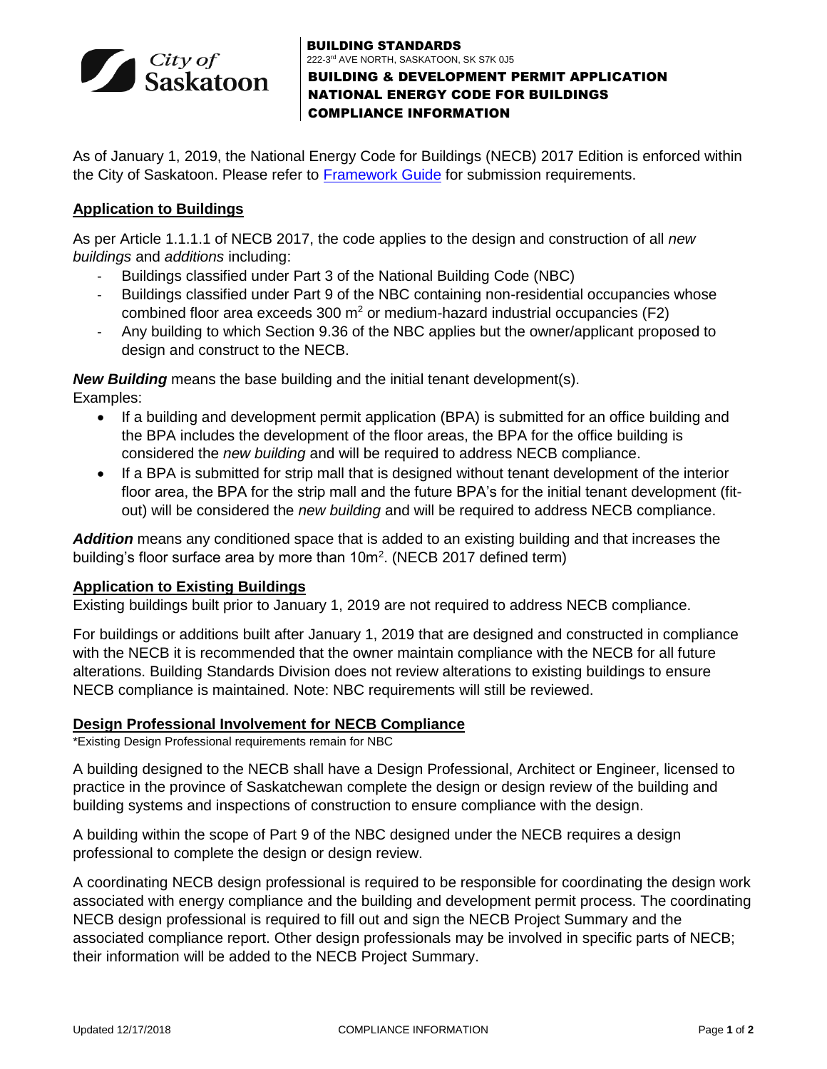BUILDING STANDARDS
222-3rd AVE NORTH, SASKATOON, SK S7K 0J5

# BUILDING & DEVELOPMENT PERMIT APPLICATION NATIONAL ENERGY CODE FOR BUILDINGS COMPLIANCE INFORMATION

As of January 1, 2019, the National Energy Code for Buildings (NECB) 2017 Edition is enforced within the City of Saskatoon. Please refer to Framework Guide for submission requirements.

## Application to Buildings

As per Article 1.1.1.1 of NECB 2017, the code applies to the design and construction of all *new buildings* and *additions* including:

- Buildings classified under Part 3 of the National Building Code (NBC)
- Buildings classified under Part 9 of the NBC containing non-residential occupancies whose combined floor area exceeds 300 $m^2$ or medium-hazard industrial occupancies (F2)
- Any building to which Section 9.36 of the NBC applies but the owner/applicant proposed to design and construct to the NECB.

***New Building*** means the base building and the initial tenant development(s).
Examples:

- If a building and development permit application (BPA) is submitted for an office building and the BPA includes the development of the floor areas, the BPA for the office building is considered the *new building* and will be required to address NECB compliance.
- If a BPA is submitted for strip mall that is designed without tenant development of the interior floor area, the BPA for the strip mall and the future BPA's for the initial tenant development (fit-out) will be considered the *new building* and will be required to address NECB compliance.

***Addition*** means any conditioned space that is added to an existing building and that increases the building's floor surface area by more than 10$m^2$. (NECB 2017 defined term)

## Application to Existing Buildings

Existing buildings built prior to January 1, 2019 are not required to address NECB compliance.

For buildings or additions built after January 1, 2019 that are designed and constructed in compliance with the NECB it is recommended that the owner maintain compliance with the NECB for all future alterations. Building Standards Division does not review alterations to existing buildings to ensure NECB compliance is maintained. Note: NBC requirements will still be reviewed.

## Design Professional Involvement for NECB Compliance

*Existing Design Professional requirements remain for NBC

A building designed to the NECB shall have a Design Professional, Architect or Engineer, licensed to practice in the province of Saskatchewan complete the design or design review of the building and building systems and inspections of construction to ensure compliance with the design.

A building within the scope of Part 9 of the NBC designed under the NECB requires a design professional to complete the design or design review.

A coordinating NECB design professional is required to be responsible for coordinating the design work associated with energy compliance and the building and development permit process. The coordinating NECB design professional is required to fill out and sign the NECB Project Summary and the associated compliance report. Other design professionals may be involved in specific parts of NECB; their information will be added to the NECB Project Summary.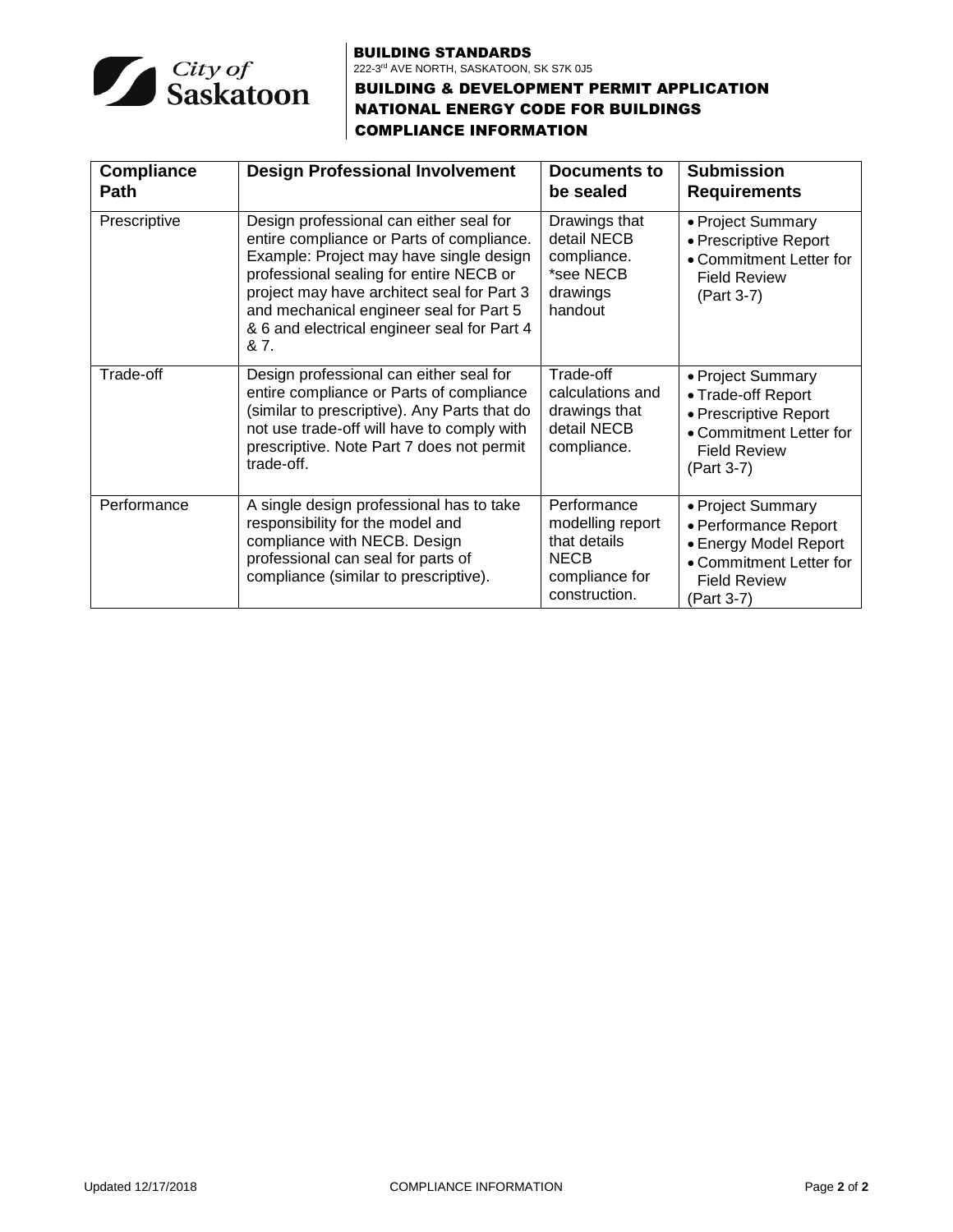BUILDING STANDARDS

222-3rd AVE NORTH, SASKATOON, SK S7K 0J5

# BUILDING & DEVELOPMENT PERMIT APPLICATION NATIONAL ENERGY CODE FOR BUILDINGS COMPLIANCE INFORMATION

| Compliance Path | Design Professional Involvement | Documents to be sealed | Submission Requirements |
|---|---|---|---|
| Prescriptive | Design professional can either seal for entire compliance or Parts of compliance. Example: Project may have single design professional sealing for entire NECB or project may have architect seal for Part 3 and mechanical engineer seal for Part 5 & 6 and electrical engineer seal for Part 4 & 7. | Drawings that detail NECB compliance. *see NECB drawings handout | • Project Summary<br>• Prescriptive Report<br>• Commitment Letter for Field Review (Part 3-7) |
| Trade-off | Design professional can either seal for entire compliance or Parts of compliance (similar to prescriptive). Any Parts that do not use trade-off will have to comply with prescriptive. Note Part 7 does not permit trade-off. | Trade-off calculations and drawings that detail NECB compliance. | • Project Summary<br>• Trade-off Report<br>• Prescriptive Report<br>• Commitment Letter for Field Review (Part 3-7) |
| Performance | A single design professional has to take responsibility for the model and compliance with NECB. Design professional can seal for parts of compliance (similar to prescriptive). | Performance modelling report that details NECB compliance for construction. | • Project Summary<br>• Performance Report<br>• Energy Model Report<br>• Commitment Letter for Field Review (Part 3-7) |

Updated 12/17/2018 COMPLIANCE INFORMATION